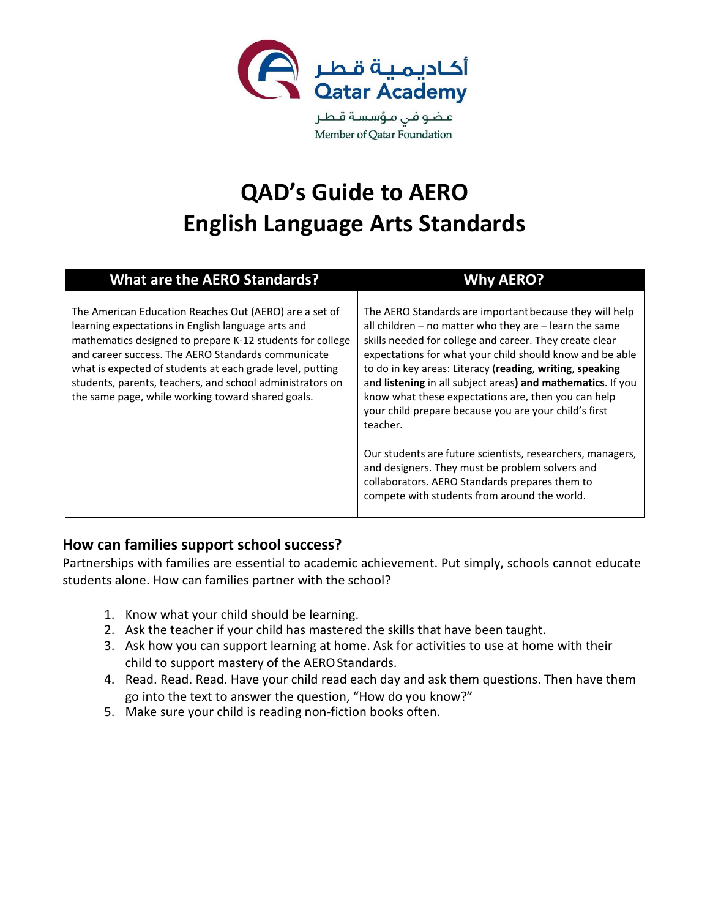أكاديمية قطر
Qatar Academy

عضو في مؤسسة قطر
Member of Qatar Foundation

# QAD's Guide to AERO English Language Arts Standards

| What are the AERO Standards? | Why AERO? |
|---|---|
| The American Education Reaches Out (AERO) are a set of learning expectations in English language arts and mathematics designed to prepare K-12 students for college and career success. The AERO Standards communicate what is expected of students at each grade level, putting students, parents, teachers, and school administrators on the same page, while working toward shared goals. | The AERO Standards are important because they will help all children – no matter who they are – learn the same skills needed for college and career. They create clear expectations for what your child should know and be able to do in key areas: Literacy (**reading**, **writing**, **speaking** and **listening** in all subject areas**) and mathematics**. If you know what these expectations are, then you can help your child prepare because you are your child's first teacher.<br><br>Our students are future scientists, researchers, managers, and designers. They must be problem solvers and collaborators. AERO Standards prepares them to compete with students from around the world. |

## How can families support school success?

Partnerships with families are essential to academic achievement. Put simply, schools cannot educate students alone. How can families partner with the school?

1. Know what your child should be learning.
2. Ask the teacher if your child has mastered the skills that have been taught.
3. Ask how you can support learning at home. Ask for activities to use at home with their child to support mastery of the AERO Standards.
4. Read. Read. Read. Have your child read each day and ask them questions. Then have them go into the text to answer the question, "How do you know?"
5. Make sure your child is reading non-fiction books often.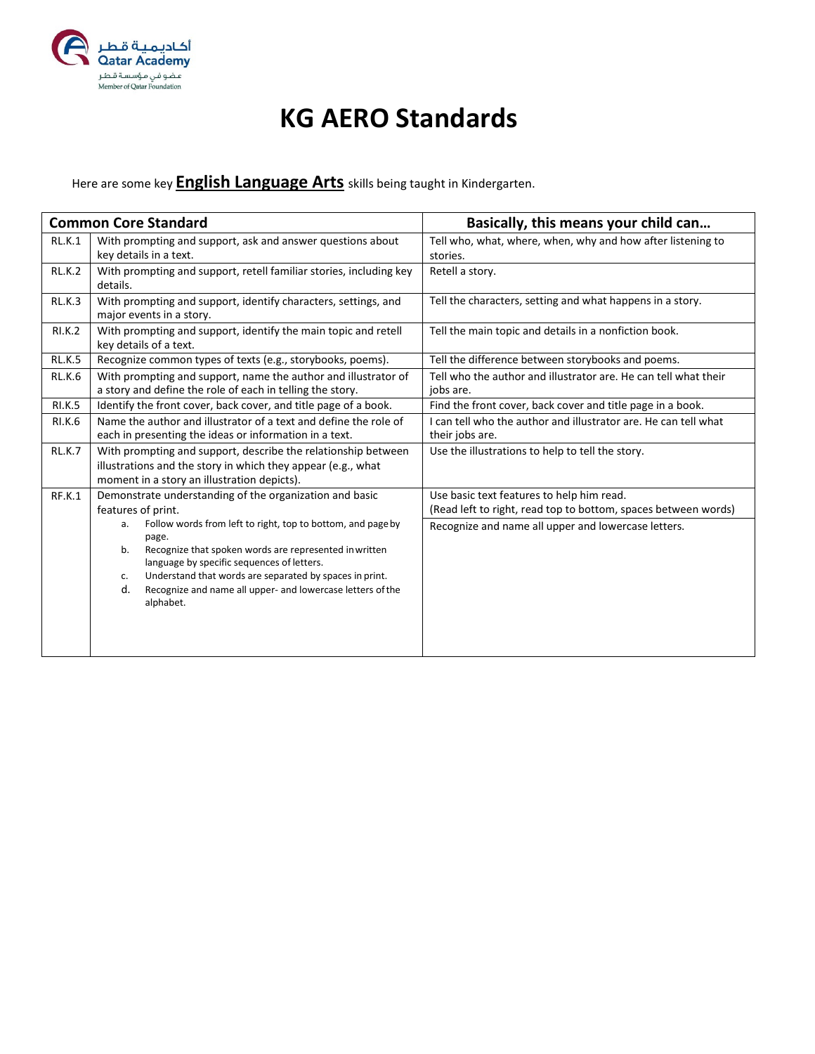# KG AERO Standards

Here are some key **English Language Arts** skills being taught in Kindergarten.

| Common Core Standard | | Basically, this means your child can… |
|---|---|---|
| RL.K.1 | With prompting and support, ask and answer questions about key details in a text. | Tell who, what, where, when, why and how after listening to stories. |
| RL.K.2 | With prompting and support, retell familiar stories, including key details. | Retell a story. |
| RL.K.3 | With prompting and support, identify characters, settings, and major events in a story. | Tell the characters, setting and what happens in a story. |
| RI.K.2 | With prompting and support, identify the main topic and retell key details of a text. | Tell the main topic and details in a nonfiction book. |
| RL.K.5 | Recognize common types of texts (e.g., storybooks, poems). | Tell the difference between storybooks and poems. |
| RL.K.6 | With prompting and support, name the author and illustrator of a story and define the role of each in telling the story. | Tell who the author and illustrator are. He can tell what their jobs are. |
| RI.K.5 | Identify the front cover, back cover, and title page of a book. | Find the front cover, back cover and title page in a book. |
| RI.K.6 | Name the author and illustrator of a text and define the role of each in presenting the ideas or information in a text. | I can tell who the author and illustrator are. He can tell what their jobs are. |
| RL.K.7 | With prompting and support, describe the relationship between illustrations and the story in which they appear (e.g., what moment in a story an illustration depicts). | Use the illustrations to help to tell the story. |
| RF.K.1 | Demonstrate understanding of the organization and basic features of print.<br>a. Follow words from left to right, top to bottom, and page by page.<br>b. Recognize that spoken words are represented in written language by specific sequences of letters.<br>c. Understand that words are separated by spaces in print.<br>d. Recognize and name all upper- and lowercase letters of the alphabet. | Use basic text features to help him read.<br>(Read left to right, read top to bottom, spaces between words)<br><br>Recognize and name all upper and lowercase letters. |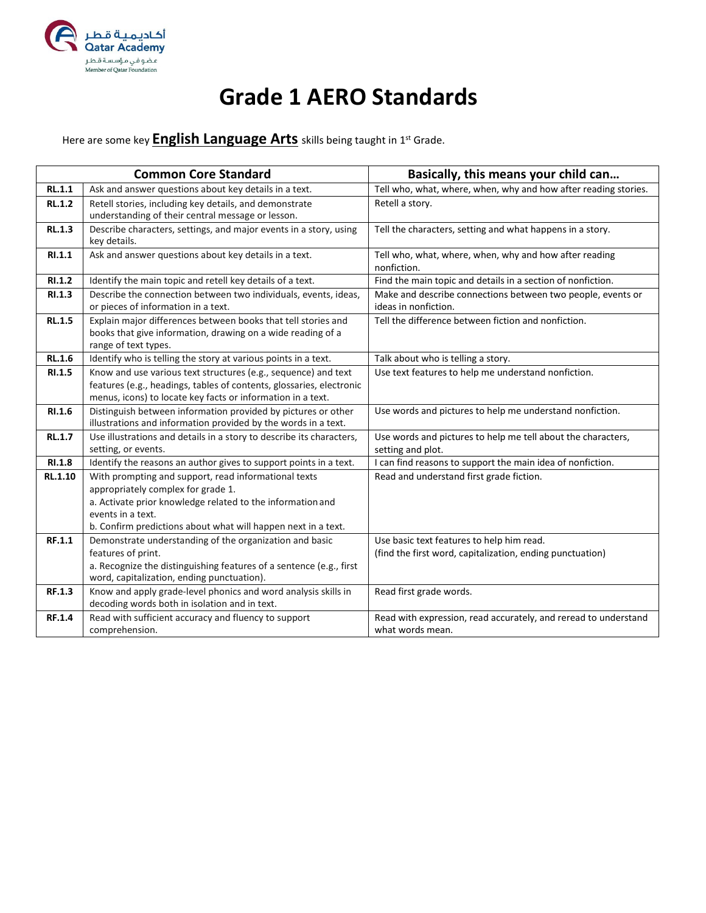أكاديمية قطر
Qatar Academy
عضو في مؤسسة قطر
Member of Qatar Foundation

# Grade 1 AERO Standards

Here are some key **English Language Arts** skills being taught in 1st Grade.

| Common Core Standard | | Basically, this means your child can… |
|---|---|---|
| **RL.1.1** | Ask and answer questions about key details in a text. | Tell who, what, where, when, why and how after reading stories. |
| **RL.1.2** | Retell stories, including key details, and demonstrate understanding of their central message or lesson. | Retell a story. |
| **RL.1.3** | Describe characters, settings, and major events in a story, using key details. | Tell the characters, setting and what happens in a story. |
| **RI.1.1** | Ask and answer questions about key details in a text. | Tell who, what, where, when, why and how after reading nonfiction. |
| **RI.1.2** | Identify the main topic and retell key details of a text. | Find the main topic and details in a section of nonfiction. |
| **RI.1.3** | Describe the connection between two individuals, events, ideas, or pieces of information in a text. | Make and describe connections between two people, events or ideas in nonfiction. |
| **RL.1.5** | Explain major differences between books that tell stories and books that give information, drawing on a wide reading of a range of text types. | Tell the difference between fiction and nonfiction. |
| **RL.1.6** | Identify who is telling the story at various points in a text. | Talk about who is telling a story. |
| **RI.1.5** | Know and use various text structures (e.g., sequence) and text features (e.g., headings, tables of contents, glossaries, electronic menus, icons) to locate key facts or information in a text. | Use text features to help me understand nonfiction. |
| **RI.1.6** | Distinguish between information provided by pictures or other illustrations and information provided by the words in a text. | Use words and pictures to help me understand nonfiction. |
| **RL.1.7** | Use illustrations and details in a story to describe its characters, setting, or events. | Use words and pictures to help me tell about the characters, setting and plot. |
| **RI.1.8** | Identify the reasons an author gives to support points in a text. | I can find reasons to support the main idea of nonfiction. |
| **RL.1.10** | With prompting and support, read informational texts appropriately complex for grade 1.<br>a. Activate prior knowledge related to the information and events in a text.<br>b. Confirm predictions about what will happen next in a text. | Read and understand first grade fiction. |
| **RF.1.1** | Demonstrate understanding of the organization and basic features of print.<br>a. Recognize the distinguishing features of a sentence (e.g., first word, capitalization, ending punctuation). | Use basic text features to help him read.<br>(find the first word, capitalization, ending punctuation) |
| **RF.1.3** | Know and apply grade-level phonics and word analysis skills in decoding words both in isolation and in text. | Read first grade words. |
| **RF.1.4** | Read with sufficient accuracy and fluency to support comprehension. | Read with expression, read accurately, and reread to understand what words mean. |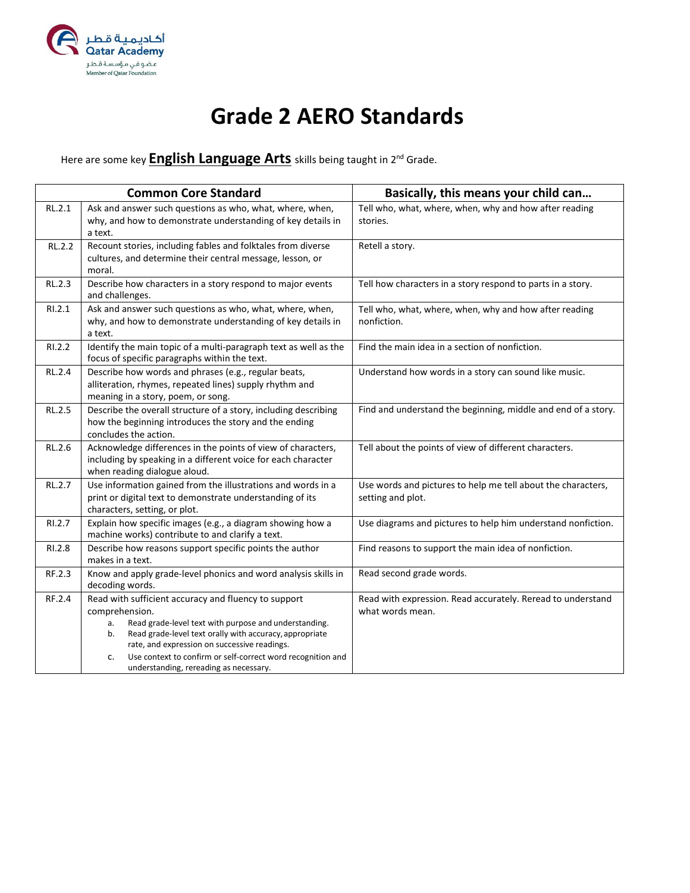# Grade 2 AERO Standards

Here are some key **English Language Arts** skills being taught in 2nd Grade.

| | Common Core Standard | Basically, this means your child can… |
|---|---|---|
| RL.2.1 | Ask and answer such questions as who, what, where, when, why, and how to demonstrate understanding of key details in a text. | Tell who, what, where, when, why and how after reading stories. |
| RL.2.2 | Recount stories, including fables and folktales from diverse cultures, and determine their central message, lesson, or moral. | Retell a story. |
| RL.2.3 | Describe how characters in a story respond to major events and challenges. | Tell how characters in a story respond to parts in a story. |
| RI.2.1 | Ask and answer such questions as who, what, where, when, why, and how to demonstrate understanding of key details in a text. | Tell who, what, where, when, why and how after reading nonfiction. |
| RI.2.2 | Identify the main topic of a multi-paragraph text as well as the focus of specific paragraphs within the text. | Find the main idea in a section of nonfiction. |
| RL.2.4 | Describe how words and phrases (e.g., regular beats, alliteration, rhymes, repeated lines) supply rhythm and meaning in a story, poem, or song. | Understand how words in a story can sound like music. |
| RL.2.5 | Describe the overall structure of a story, including describing how the beginning introduces the story and the ending concludes the action. | Find and understand the beginning, middle and end of a story. |
| RL.2.6 | Acknowledge differences in the points of view of characters, including by speaking in a different voice for each character when reading dialogue aloud. | Tell about the points of view of different characters. |
| RL.2.7 | Use information gained from the illustrations and words in a print or digital text to demonstrate understanding of its characters, setting, or plot. | Use words and pictures to help me tell about the characters, setting and plot. |
| RI.2.7 | Explain how specific images (e.g., a diagram showing how a machine works) contribute to and clarify a text. | Use diagrams and pictures to help him understand nonfiction. |
| RI.2.8 | Describe how reasons support specific points the author makes in a text. | Find reasons to support the main idea of nonfiction. |
| RF.2.3 | Know and apply grade-level phonics and word analysis skills in decoding words. | Read second grade words. |
| RF.2.4 | Read with sufficient accuracy and fluency to support comprehension.<br>a. Read grade-level text with purpose and understanding.<br>b. Read grade-level text orally with accuracy, appropriate rate, and expression on successive readings.<br>c. Use context to confirm or self-correct word recognition and understanding, rereading as necessary. | Read with expression. Read accurately. Reread to understand what words mean. |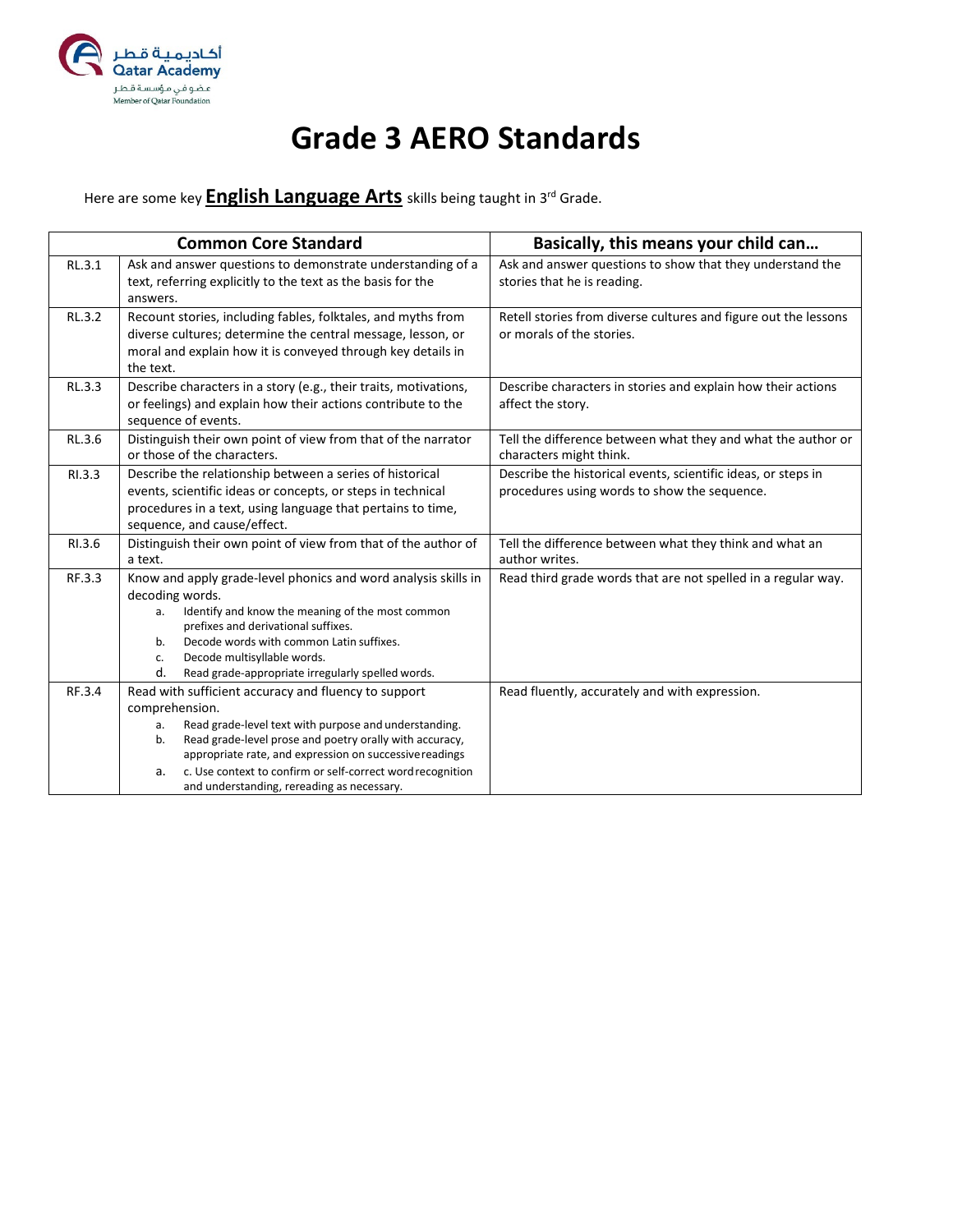# Grade 3 AERO Standards

Here are some key **English Language Arts** skills being taught in 3rd Grade.

| Common Core Standard | | Basically, this means your child can… |
|---|---|---|
| RL.3.1 | Ask and answer questions to demonstrate understanding of a text, referring explicitly to the text as the basis for the answers. | Ask and answer questions to show that they understand the stories that he is reading. |
| RL.3.2 | Recount stories, including fables, folktales, and myths from diverse cultures; determine the central message, lesson, or moral and explain how it is conveyed through key details in the text. | Retell stories from diverse cultures and figure out the lessons or morals of the stories. |
| RL.3.3 | Describe characters in a story (e.g., their traits, motivations, or feelings) and explain how their actions contribute to the sequence of events. | Describe characters in stories and explain how their actions affect the story. |
| RL.3.6 | Distinguish their own point of view from that of the narrator or those of the characters. | Tell the difference between what they and what the author or characters might think. |
| RI.3.3 | Describe the relationship between a series of historical events, scientific ideas or concepts, or steps in technical procedures in a text, using language that pertains to time, sequence, and cause/effect. | Describe the historical events, scientific ideas, or steps in procedures using words to show the sequence. |
| RI.3.6 | Distinguish their own point of view from that of the author of a text. | Tell the difference between what they think and what an author writes. |
| RF.3.3 | Know and apply grade-level phonics and word analysis skills in decoding words.<br>a. Identify and know the meaning of the most common prefixes and derivational suffixes.<br>b. Decode words with common Latin suffixes.<br>c. Decode multisyllable words.<br>d. Read grade-appropriate irregularly spelled words. | Read third grade words that are not spelled in a regular way. |
| RF.3.4 | Read with sufficient accuracy and fluency to support comprehension.<br>a. Read grade-level text with purpose and understanding.<br>b. Read grade-level prose and poetry orally with accuracy, appropriate rate, and expression on successive readings<br>a. c. Use context to confirm or self-correct word recognition and understanding, rereading as necessary. | Read fluently, accurately and with expression. |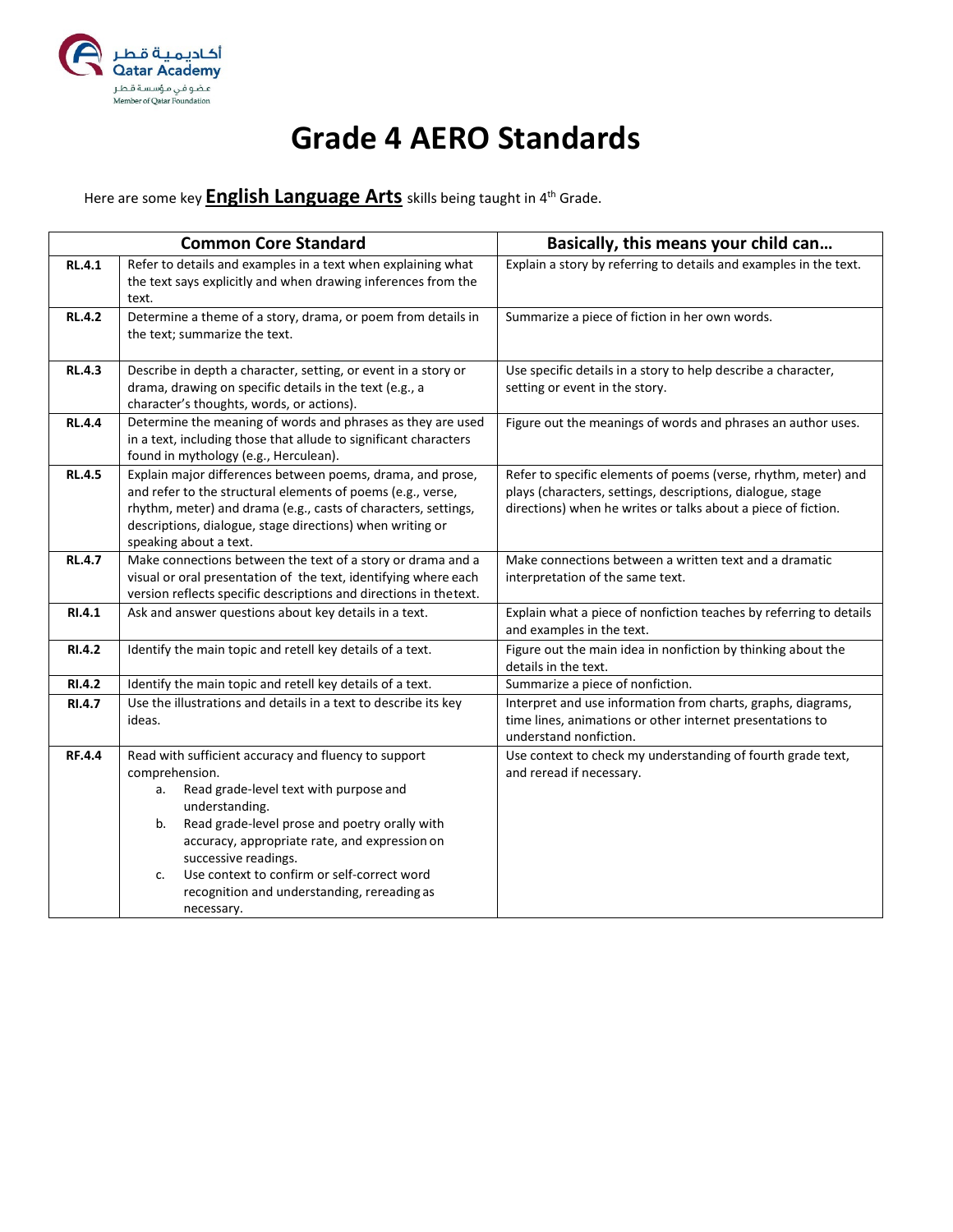# Grade 4 AERO Standards

Here are some key **English Language Arts** skills being taught in 4th Grade.

| Common Core Standard | | Basically, this means your child can… |
|---|---|---|
| **RL.4.1** | Refer to details and examples in a text when explaining what the text says explicitly and when drawing inferences from the text. | Explain a story by referring to details and examples in the text. |
| **RL.4.2** | Determine a theme of a story, drama, or poem from details in the text; summarize the text. | Summarize a piece of fiction in her own words. |
| **RL.4.3** | Describe in depth a character, setting, or event in a story or drama, drawing on specific details in the text (e.g., a character's thoughts, words, or actions). | Use specific details in a story to help describe a character, setting or event in the story. |
| **RL.4.4** | Determine the meaning of words and phrases as they are used in a text, including those that allude to significant characters found in mythology (e.g., Herculean). | Figure out the meanings of words and phrases an author uses. |
| **RL.4.5** | Explain major differences between poems, drama, and prose, and refer to the structural elements of poems (e.g., verse, rhythm, meter) and drama (e.g., casts of characters, settings, descriptions, dialogue, stage directions) when writing or speaking about a text. | Refer to specific elements of poems (verse, rhythm, meter) and plays (characters, settings, descriptions, dialogue, stage directions) when he writes or talks about a piece of fiction. |
| **RL.4.7** | Make connections between the text of a story or drama and a visual or oral presentation of the text, identifying where each version reflects specific descriptions and directions in the text. | Make connections between a written text and a dramatic interpretation of the same text. |
| **RI.4.1** | Ask and answer questions about key details in a text. | Explain what a piece of nonfiction teaches by referring to details and examples in the text. |
| **RI.4.2** | Identify the main topic and retell key details of a text. | Figure out the main idea in nonfiction by thinking about the details in the text. |
| **RI.4.2** | Identify the main topic and retell key details of a text. | Summarize a piece of nonfiction. |
| **RI.4.7** | Use the illustrations and details in a text to describe its key ideas. | Interpret and use information from charts, graphs, diagrams, time lines, animations or other internet presentations to understand nonfiction. |
| **RF.4.4** | Read with sufficient accuracy and fluency to support comprehension.<br>a. Read grade-level text with purpose and understanding.<br>b. Read grade-level prose and poetry orally with accuracy, appropriate rate, and expression on successive readings.<br>c. Use context to confirm or self-correct word recognition and understanding, rereading as necessary. | Use context to check my understanding of fourth grade text, and reread if necessary. |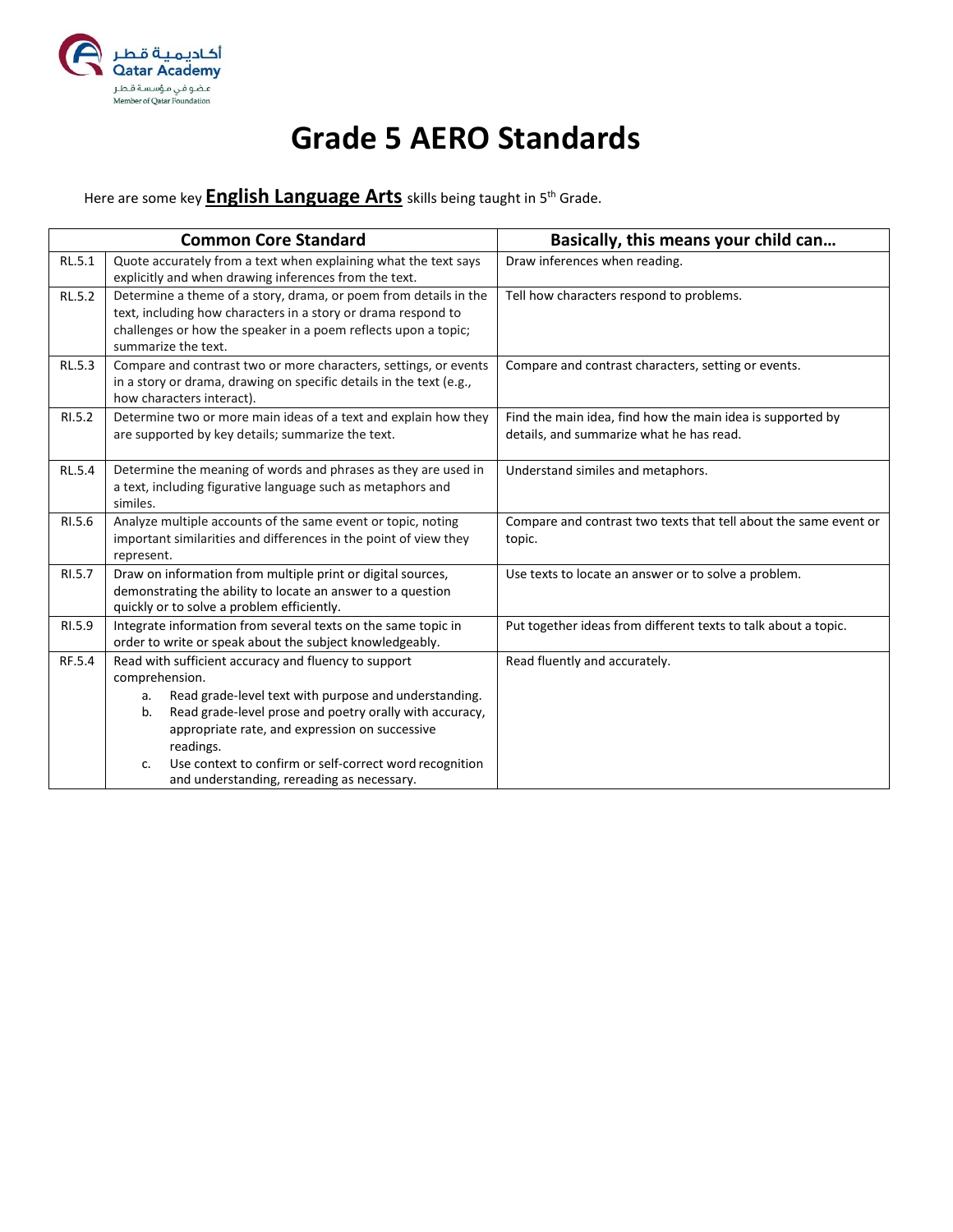أكاديمية قطر
Qatar Academy
عضو في مؤسسة قطر
Member of Qatar Foundation

# Grade 5 AERO Standards

Here are some key **English Language Arts** skills being taught in 5th Grade.

| Common Core Standard | | Basically, this means your child can… |
|---|---|---|
| RL.5.1 | Quote accurately from a text when explaining what the text says explicitly and when drawing inferences from the text. | Draw inferences when reading. |
| RL.5.2 | Determine a theme of a story, drama, or poem from details in the text, including how characters in a story or drama respond to challenges or how the speaker in a poem reflects upon a topic; summarize the text. | Tell how characters respond to problems. |
| RL.5.3 | Compare and contrast two or more characters, settings, or events in a story or drama, drawing on specific details in the text (e.g., how characters interact). | Compare and contrast characters, setting or events. |
| RI.5.2 | Determine two or more main ideas of a text and explain how they are supported by key details; summarize the text. | Find the main idea, find how the main idea is supported by details, and summarize what he has read. |
| RL.5.4 | Determine the meaning of words and phrases as they are used in a text, including figurative language such as metaphors and similes. | Understand similes and metaphors. |
| RI.5.6 | Analyze multiple accounts of the same event or topic, noting important similarities and differences in the point of view they represent. | Compare and contrast two texts that tell about the same event or topic. |
| RI.5.7 | Draw on information from multiple print or digital sources, demonstrating the ability to locate an answer to a question quickly or to solve a problem efficiently. | Use texts to locate an answer or to solve a problem. |
| RI.5.9 | Integrate information from several texts on the same topic in order to write or speak about the subject knowledgeably. | Put together ideas from different texts to talk about a topic. |
| RF.5.4 | Read with sufficient accuracy and fluency to support comprehension. a. Read grade-level text with purpose and understanding. b. Read grade-level prose and poetry orally with accuracy, appropriate rate, and expression on successive readings. c. Use context to confirm or self-correct word recognition and understanding, rereading as necessary. | Read fluently and accurately. |